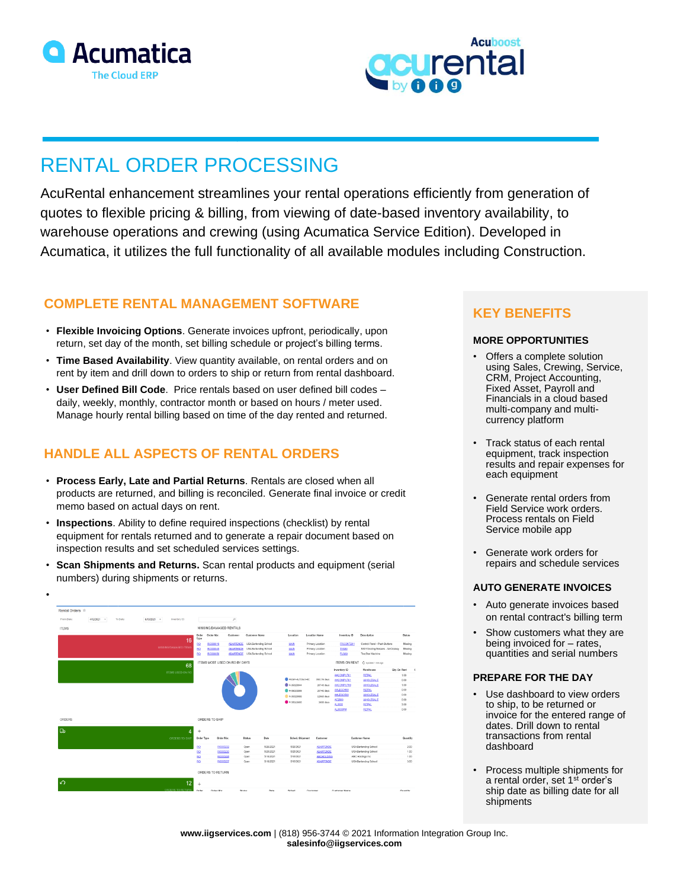# RENTAL ORDER PROCESSING

AcuRental enhancement streamlines your rental operations efficiently from generation of quotes to flexible pricing & billing, from viewing of date-based inventory availability, to warehouse operations and crewing (using Acumatica Service Edition). Developed in Acumatica, it utilizes the full functionality of all available modules including Construction.

## COMPLETE RENTAL MANAGEMENT SOFTWARE

- **Flexible Invoicing Options**. Generate invoices upfront, periodically, upon return, set day of the month, set billing schedule or project's billing terms.
- **Time Based Availability**. View quantity available, on rental orders and on rent by item and drill down to orders to ship or return from rental dashboard.
- **User Defined Bill Code**. Price rentals based on user defined bill codes – daily, weekly, monthly, contractor month or based on hours / meter used. Manage hourly rental billing based on time of the day rented and returned.

## HANDLE ALL ASPECTS OF RENTAL ORDERS

- **Process Early, Late and Partial Returns**. Rentals are closed when all products are returned, and billing is reconciled. Generate final invoice or credit memo based on actual days on rent.
- **Inspections**. Ability to define required inspections (checklist) by rental equipment for rentals returned and to generate a repair document based on inspection results and set scheduled services settings.
- **Scan Shipments and Returns.** Scan rental products and equipment (serial numbers) during shipments or returns.

## KEY BENEFITS

### MORE OPPORTUNITIES

- Offers a complete solution using Sales, Crewing, Service, CRM, Project Accounting, Fixed Asset, Payroll and Financials in a cloud based multi-company and multi-currency platform
- Track status of each rental equipment, track inspection results and repair expenses for each equipment
- Generate rental orders from Field Service work orders. Process rentals on Field Service mobile app
- Generate work orders for repairs and schedule services

### AUTO GENERATE INVOICES

- Auto generate invoices based on rental contract's billing term
- Show customers what they are being invoiced for – rates, quantities and serial numbers

### PREPARE FOR THE DAY

- Use dashboard to view orders to ship, to be returned or invoice for the entered range of dates. Drill down to rental transactions from rental dashboard
- Process multiple shipments for a rental order, set 1st order's ship date as billing date for all shipments

**www.iigservices.com** | (818) 956-3744 © 2021 Information Integration Group Inc.
**salesinfo@iigservices.com**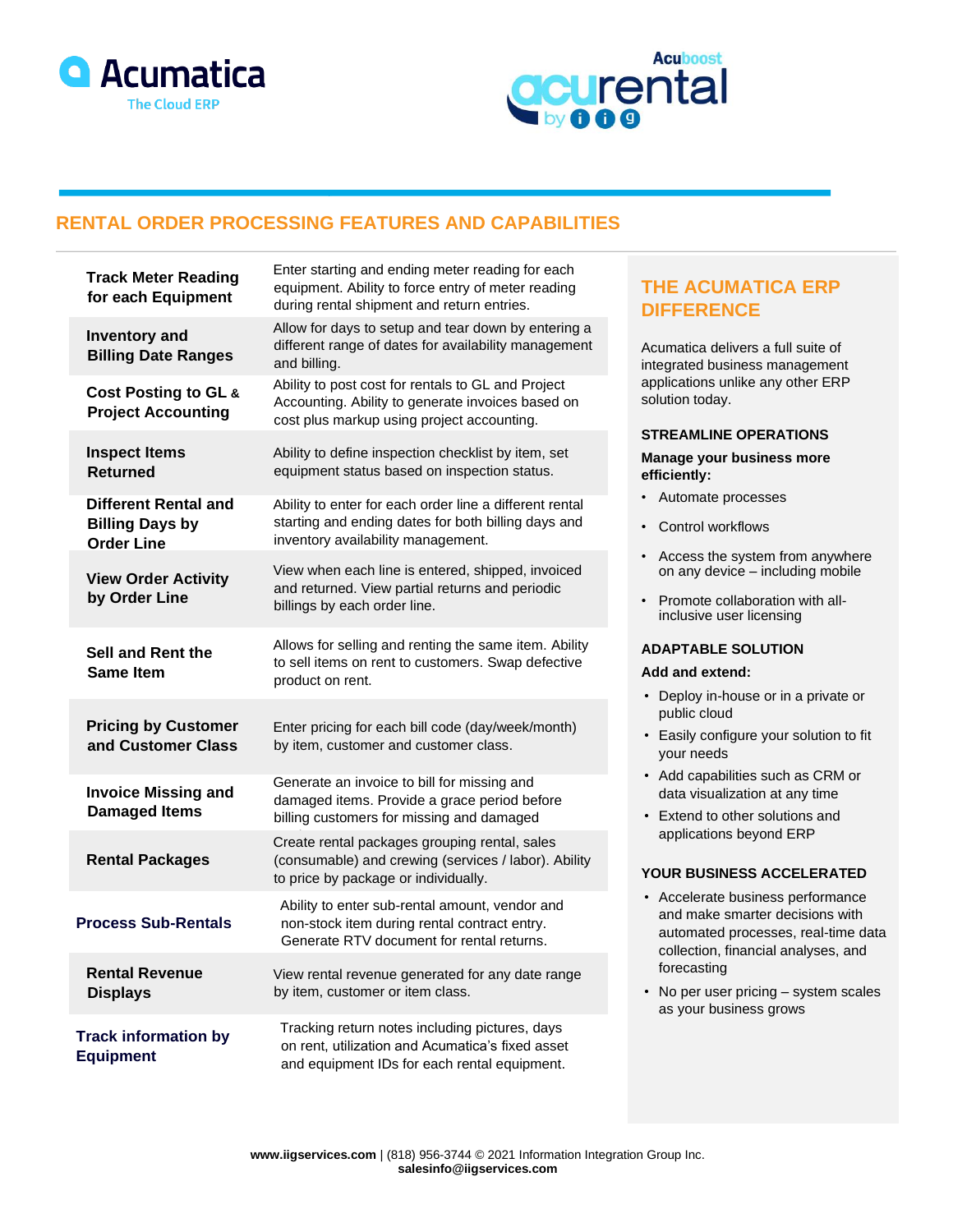Acumatica
The Cloud ERP

Acuboost acurental by iig

## RENTAL ORDER PROCESSING FEATURES AND CAPABILITIES

| | |
|---|---|
| **Track Meter Reading for each Equipment** | Enter starting and ending meter reading for each equipment. Ability to force entry of meter reading during rental shipment and return entries. |
| **Inventory and Billing Date Ranges** | Allow for days to setup and tear down by entering a different range of dates for availability management and billing. |
| **Cost Posting to GL & Project Accounting** | Ability to post cost for rentals to GL and Project Accounting. Ability to generate invoices based on cost plus markup using project accounting. |
| **Inspect Items Returned** | Ability to define inspection checklist by item, set equipment status based on inspection status. |
| **Different Rental and Billing Days by Order Line** | Ability to enter for each order line a different rental starting and ending dates for both billing days and inventory availability management. |
| **View Order Activity by Order Line** | View when each line is entered, shipped, invoiced and returned. View partial returns and periodic billings by each order line. |
| **Sell and Rent the Same Item** | Allows for selling and renting the same item. Ability to sell items on rent to customers. Swap defective product on rent. |
| **Pricing by Customer and Customer Class** | Enter pricing for each bill code (day/week/month) by item, customer and customer class. |
| **Invoice Missing and Damaged Items** | Generate an invoice to bill for missing and damaged items. Provide a grace period before billing customers for missing and damaged |
| **Rental Packages** | Create rental packages grouping rental, sales (consumable) and crewing (services / labor). Ability to price by package or individually. |
| **Process Sub-Rentals** | Ability to enter sub-rental amount, vendor and non-stock item during rental contract entry. Generate RTV document for rental returns. |
| **Rental Revenue Displays** | View rental revenue generated for any date range by item, customer or item class. |
| **Track information by Equipment** | Tracking return notes including pictures, days on rent, utilization and Acumatica's fixed asset and equipment IDs for each rental equipment. |

## THE ACUMATICA ERP DIFFERENCE

Acumatica delivers a full suite of integrated business management applications unlike any other ERP solution today.

### STREAMLINE OPERATIONS

**Manage your business more efficiently:**

- Automate processes
- Control workflows
- Access the system from anywhere on any device – including mobile
- Promote collaboration with all-inclusive user licensing

### ADAPTABLE SOLUTION

**Add and extend:**

- Deploy in-house or in a private or public cloud
- Easily configure your solution to fit your needs
- Add capabilities such as CRM or data visualization at any time
- Extend to other solutions and applications beyond ERP

### YOUR BUSINESS ACCELERATED

- Accelerate business performance and make smarter decisions with automated processes, real-time data collection, financial analyses, and forecasting
- No per user pricing – system scales as your business grows

**www.iigservices.com** | (818) 956-3744 © 2021 Information Integration Group Inc.
**salesinfo@iigservices.com**